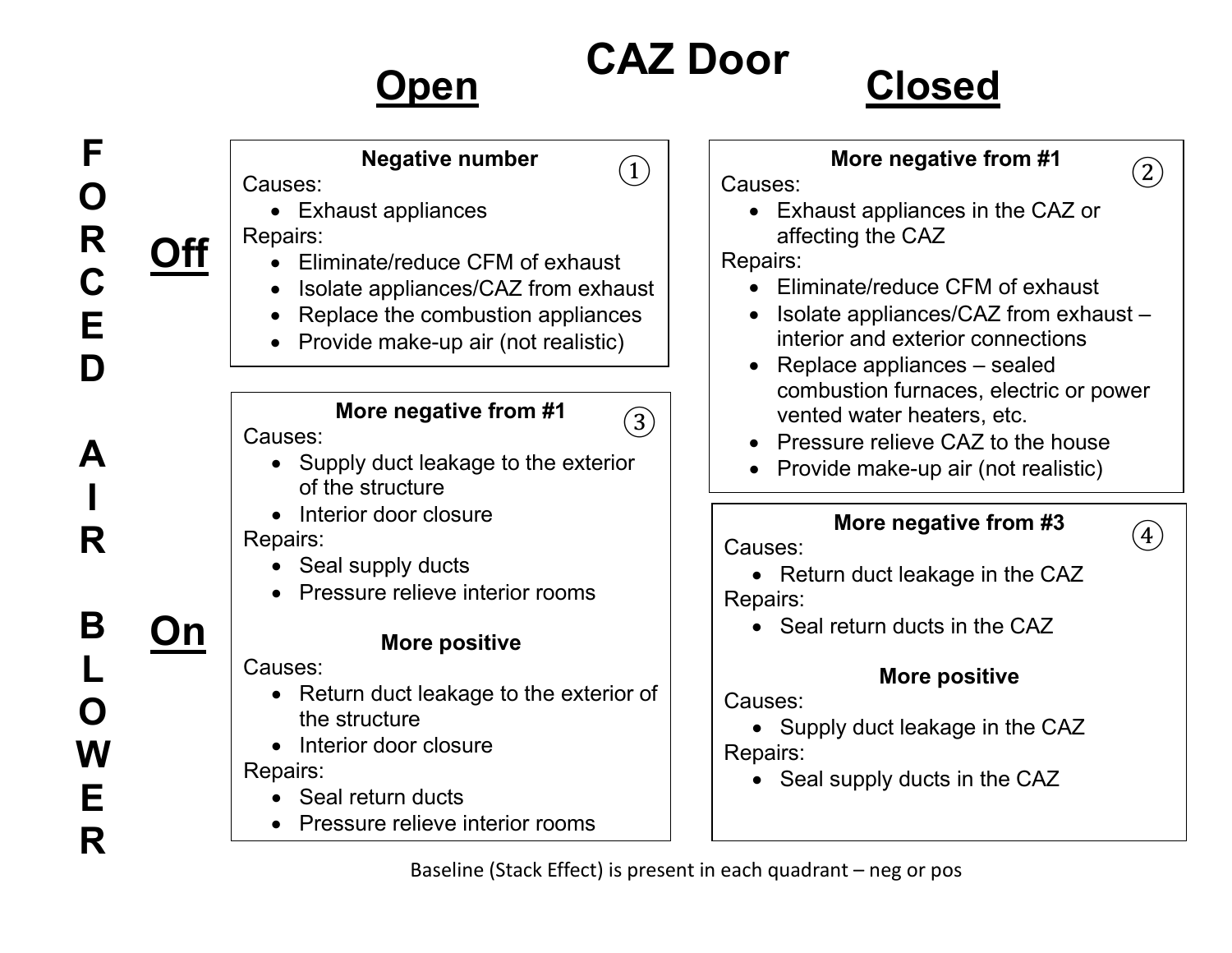# CAZ Door

**FORCED AIR BLOWER**

## Forced Air Blower Off / CAZ Door Open

**Negative number** ①

Causes:

- Exhaust appliances

Repairs:

- Eliminate/reduce CFM of exhaust
- Isolate appliances/CAZ from exhaust
- Replace the combustion appliances
- Provide make-up air (not realistic)

## Forced Air Blower Off / CAZ Door Closed

**More negative from #1** ②

Causes:

- Exhaust appliances in the CAZ or affecting the CAZ

Repairs:

- Eliminate/reduce CFM of exhaust
- Isolate appliances/CAZ from exhaust – interior and exterior connections
- Replace appliances – sealed combustion furnaces, electric or power vented water heaters, etc.
- Pressure relieve CAZ to the house
- Provide make-up air (not realistic)

## Forced Air Blower On / CAZ Door Open

**More negative from #1** ③

Causes:

- Supply duct leakage to the exterior of the structure
- Interior door closure

Repairs:

- Seal supply ducts
- Pressure relieve interior rooms

**More positive**

Causes:

- Return duct leakage to the exterior of the structure
- Interior door closure

Repairs:

- Seal return ducts
- Pressure relieve interior rooms

## Forced Air Blower On / CAZ Door Closed

**More negative from #3** ④

Causes:

- Return duct leakage in the CAZ

Repairs:

- Seal return ducts in the CAZ

**More positive**

Causes:

- Supply duct leakage in the CAZ

Repairs:

- Seal supply ducts in the CAZ

Baseline (Stack Effect) is present in each quadrant – neg or pos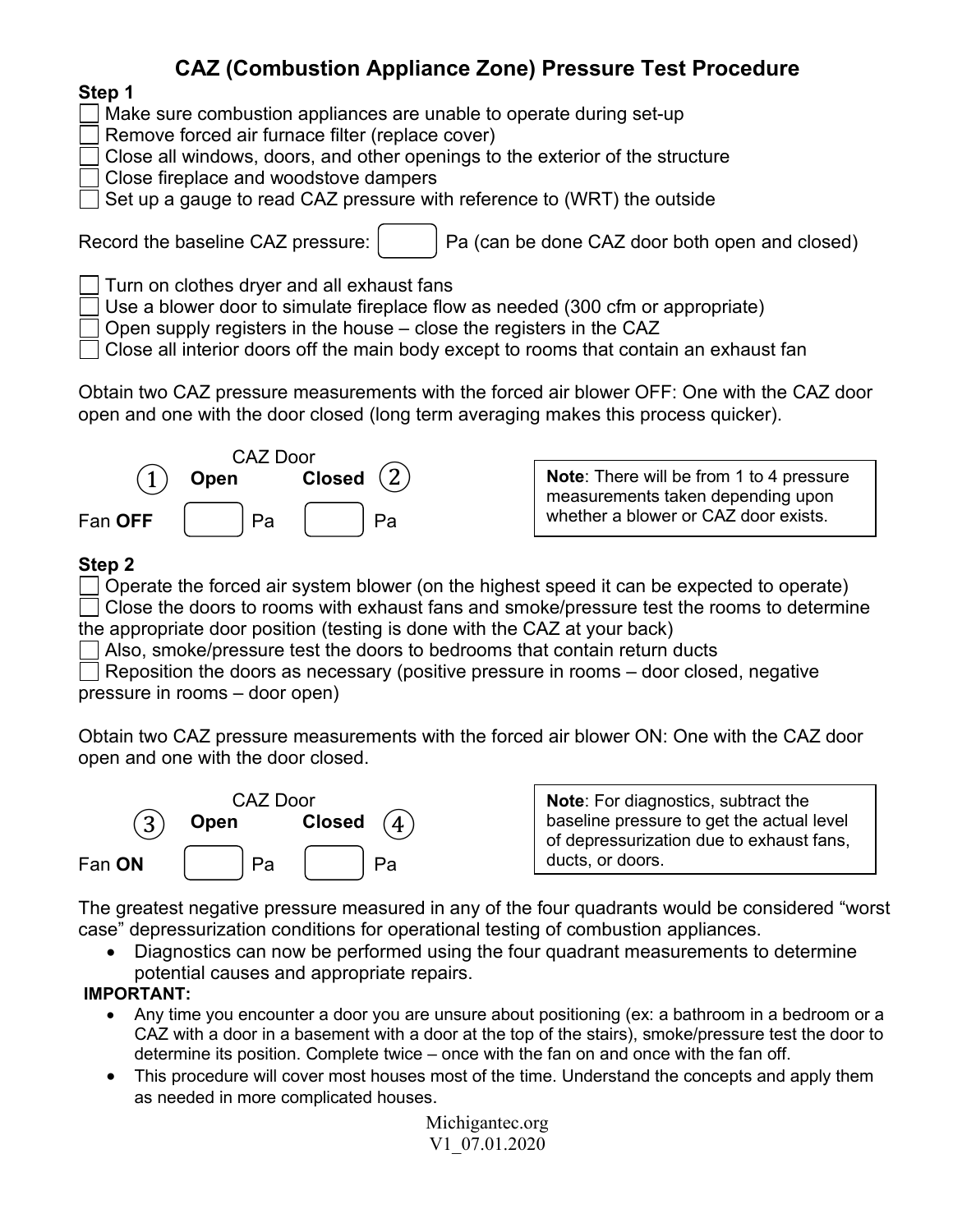# CAZ (Combustion Appliance Zone) Pressure Test Procedure

**Step 1**

- [ ] Make sure combustion appliances are unable to operate during set-up
- [ ] Remove forced air furnace filter (replace cover)
- [ ] Close all windows, doors, and other openings to the exterior of the structure
- [ ] Close fireplace and woodstove dampers
- [ ] Set up a gauge to read CAZ pressure with reference to (WRT) the outside

Record the baseline CAZ pressure: [ ] Pa (can be done CAZ door both open and closed)

- [ ] Turn on clothes dryer and all exhaust fans
- [ ] Use a blower door to simulate fireplace flow as needed (300 cfm or appropriate)
- [ ] Open supply registers in the house – close the registers in the CAZ
- [ ] Close all interior doors off the main body except to rooms that contain an exhaust fan

Obtain two CAZ pressure measurements with the forced air blower OFF: One with the CAZ door open and one with the door closed (long term averaging makes this process quicker).

| | CAZ Door ① Open | CAZ Door ② Closed |
|---|---|---|
| Fan **OFF** | Pa | Pa |

**Note**: There will be from 1 to 4 pressure measurements taken depending upon whether a blower or CAZ door exists.

**Step 2**

- [ ] Operate the forced air system blower (on the highest speed it can be expected to operate)
- [ ] Close the doors to rooms with exhaust fans and smoke/pressure test the rooms to determine the appropriate door position (testing is done with the CAZ at your back)
- [ ] Also, smoke/pressure test the doors to bedrooms that contain return ducts
- [ ] Reposition the doors as necessary (positive pressure in rooms – door closed, negative pressure in rooms – door open)

Obtain two CAZ pressure measurements with the forced air blower ON: One with the CAZ door open and one with the door closed.

| | CAZ Door ③ Open | CAZ Door ④ Closed |
|---|---|---|
| Fan **ON** | Pa | Pa |

**Note**: For diagnostics, subtract the baseline pressure to get the actual level of depressurization due to exhaust fans, ducts, or doors.

The greatest negative pressure measured in any of the four quadrants would be considered "worst case" depressurization conditions for operational testing of combustion appliances.

- Diagnostics can now be performed using the four quadrant measurements to determine potential causes and appropriate repairs.

**IMPORTANT:**

- Any time you encounter a door you are unsure about positioning (ex: a bathroom in a bedroom or a CAZ with a door in a basement with a door at the top of the stairs), smoke/pressure test the door to determine its position. Complete twice – once with the fan on and once with the fan off.
- This procedure will cover most houses most of the time. Understand the concepts and apply them as needed in more complicated houses.

Michigantec.org
V1_07.01.2020